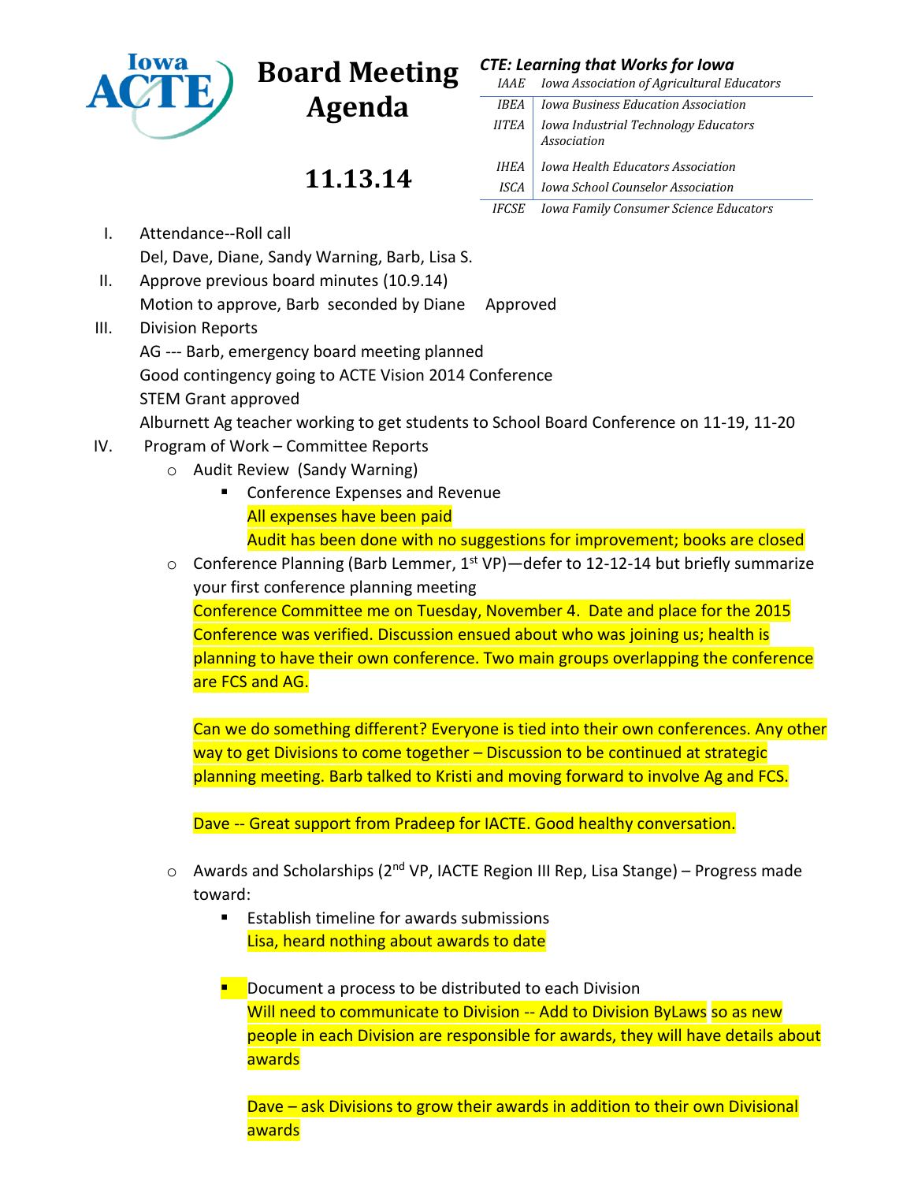# Board Meeting Agenda

## 11.13.14

***CTE: Learning that Works for Iowa***

| | |
|---|---|
| *IAAE* | *Iowa Association of Agricultural Educators* |
| *IBEA* | *Iowa Business Education Association* |
| *IITEA* | *Iowa Industrial Technology Educators Association* |
| *IHEA* | *Iowa Health Educators Association* |
| *ISCA* | *Iowa School Counselor Association* |
| *IFCSE* | *Iowa Family Consumer Science Educators* |

I. Attendance--Roll call

Del, Dave, Diane, Sandy Warning, Barb, Lisa S.

II. Approve previous board minutes (10.9.14)

Motion to approve, Barb seconded by Diane  Approved

III. Division Reports

AG --- Barb, emergency board meeting planned

Good contingency going to ACTE Vision 2014 Conference

STEM Grant approved

Alburnett Ag teacher working to get students to School Board Conference on 11-19, 11-20

IV. Program of Work – Committee Reports

- Audit Review (Sandy Warning)
  - Conference Expenses and Revenue

    All expenses have been paid

    Audit has been done with no suggestions for improvement; books are closed

- Conference Planning (Barb Lemmer, 1st VP)—defer to 12-12-14 but briefly summarize your first conference planning meeting

  Conference Committee me on Tuesday, November 4. Date and place for the 2015 Conference was verified. Discussion ensued about who was joining us; health is planning to have their own conference. Two main groups overlapping the conference are FCS and AG.

  Can we do something different? Everyone is tied into their own conferences. Any other way to get Divisions to come together – Discussion to be continued at strategic planning meeting. Barb talked to Kristi and moving forward to involve Ag and FCS.

  Dave -- Great support from Pradeep for IACTE. Good healthy conversation.

- Awards and Scholarships (2nd VP, IACTE Region III Rep, Lisa Stange) – Progress made toward:
  - Establish timeline for awards submissions

    Lisa, heard nothing about awards to date

  - Document a process to be distributed to each Division

    Will need to communicate to Division -- Add to Division ByLaws so as new people in each Division are responsible for awards, they will have details about awards

    Dave – ask Divisions to grow their awards in addition to their own Divisional awards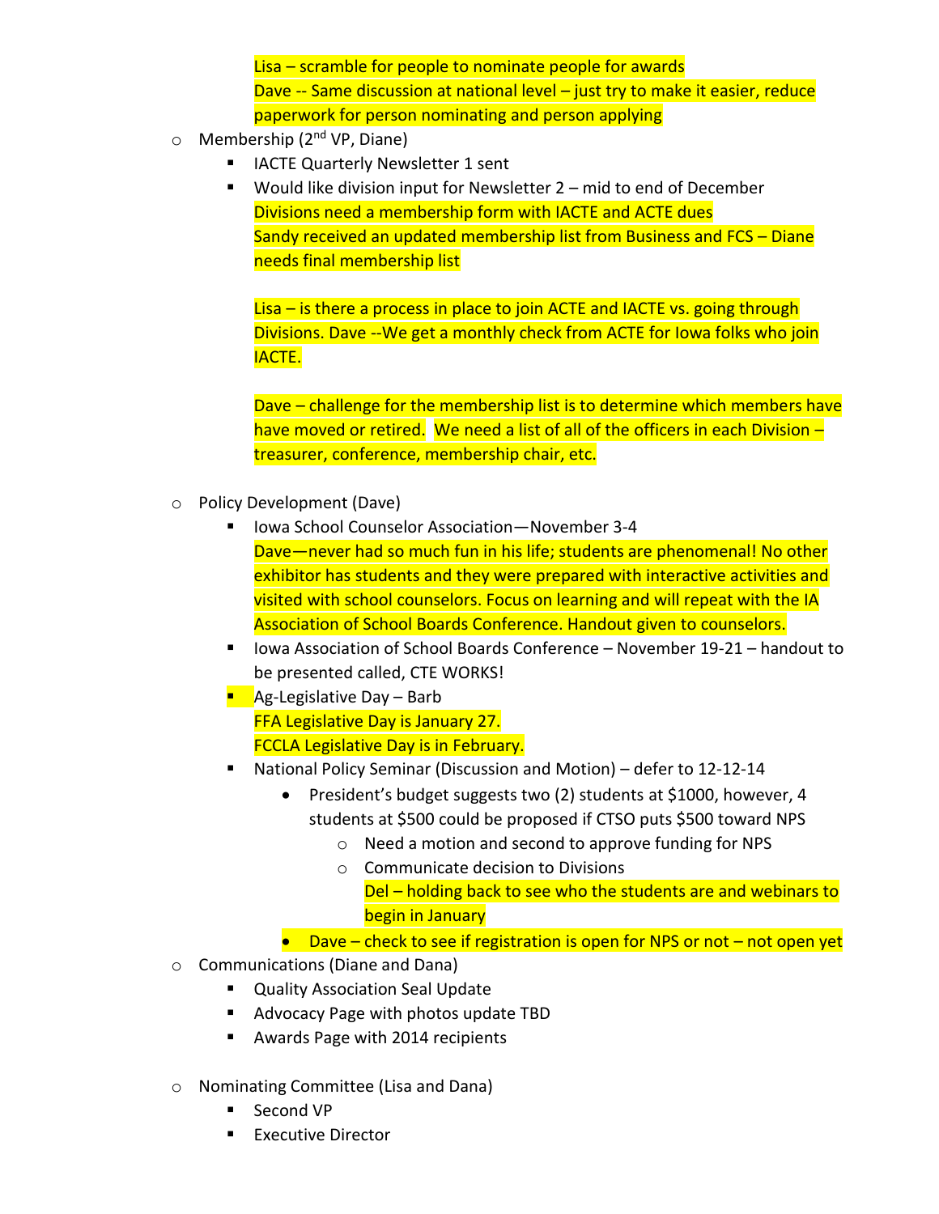Lisa – scramble for people to nominate people for awards
Dave -- Same discussion at national level – just try to make it easier, reduce paperwork for person nominating and person applying

- Membership (2nd VP, Diane)
  - IACTE Quarterly Newsletter 1 sent
  - Would like division input for Newsletter 2 – mid to end of December
    Divisions need a membership form with IACTE and ACTE dues
    Sandy received an updated membership list from Business and FCS – Diane needs final membership list

    Lisa – is there a process in place to join ACTE and IACTE vs. going through Divisions. Dave --We get a monthly check from ACTE for Iowa folks who join IACTE.

    Dave – challenge for the membership list is to determine which members have have moved or retired. We need a list of all of the officers in each Division – treasurer, conference, membership chair, etc.

- Policy Development (Dave)
  - Iowa School Counselor Association—November 3-4
    Dave—never had so much fun in his life; students are phenomenal! No other exhibitor has students and they were prepared with interactive activities and visited with school counselors. Focus on learning and will repeat with the IA Association of School Boards Conference. Handout given to counselors.
  - Iowa Association of School Boards Conference – November 19-21 – handout to be presented called, CTE WORKS!
  - Ag-Legislative Day – Barb
    FFA Legislative Day is January 27.
    FCCLA Legislative Day is in February.
  - National Policy Seminar (Discussion and Motion) – defer to 12-12-14
    - President's budget suggests two (2) students at $1000, however, 4 students at $500 could be proposed if CTSO puts $500 toward NPS
      - Need a motion and second to approve funding for NPS
      - Communicate decision to Divisions
        Del – holding back to see who the students are and webinars to begin in January
    - Dave – check to see if registration is open for NPS or not – not open yet
- Communications (Diane and Dana)
  - Quality Association Seal Update
  - Advocacy Page with photos update TBD
  - Awards Page with 2014 recipients

- Nominating Committee (Lisa and Dana)
  - Second VP
  - Executive Director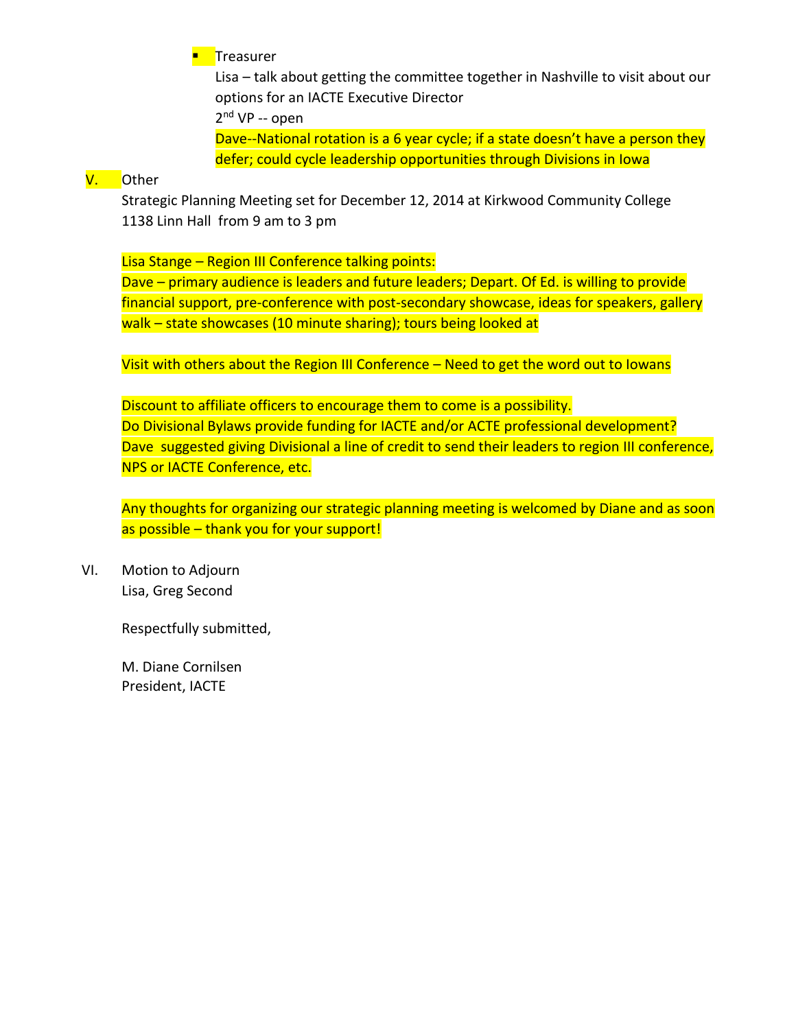- Treasurer

  Lisa – talk about getting the committee together in Nashville to visit about our options for an IACTE Executive Director

  2nd VP -- open

  Dave--National rotation is a 6 year cycle; if a state doesn't have a person they defer; could cycle leadership opportunities through Divisions in Iowa

V. Other

Strategic Planning Meeting set for December 12, 2014 at Kirkwood Community College 1138 Linn Hall from 9 am to 3 pm

Lisa Stange – Region III Conference talking points:
Dave – primary audience is leaders and future leaders; Depart. Of Ed. is willing to provide financial support, pre-conference with post-secondary showcase, ideas for speakers, gallery walk – state showcases (10 minute sharing); tours being looked at

Visit with others about the Region III Conference – Need to get the word out to Iowans

Discount to affiliate officers to encourage them to come is a possibility.
Do Divisional Bylaws provide funding for IACTE and/or ACTE professional development?
Dave suggested giving Divisional a line of credit to send their leaders to region III conference, NPS or IACTE Conference, etc.

Any thoughts for organizing our strategic planning meeting is welcomed by Diane and as soon as possible – thank you for your support!

VI. Motion to Adjourn

Lisa, Greg Second

Respectfully submitted,

M. Diane Cornilsen
President, IACTE